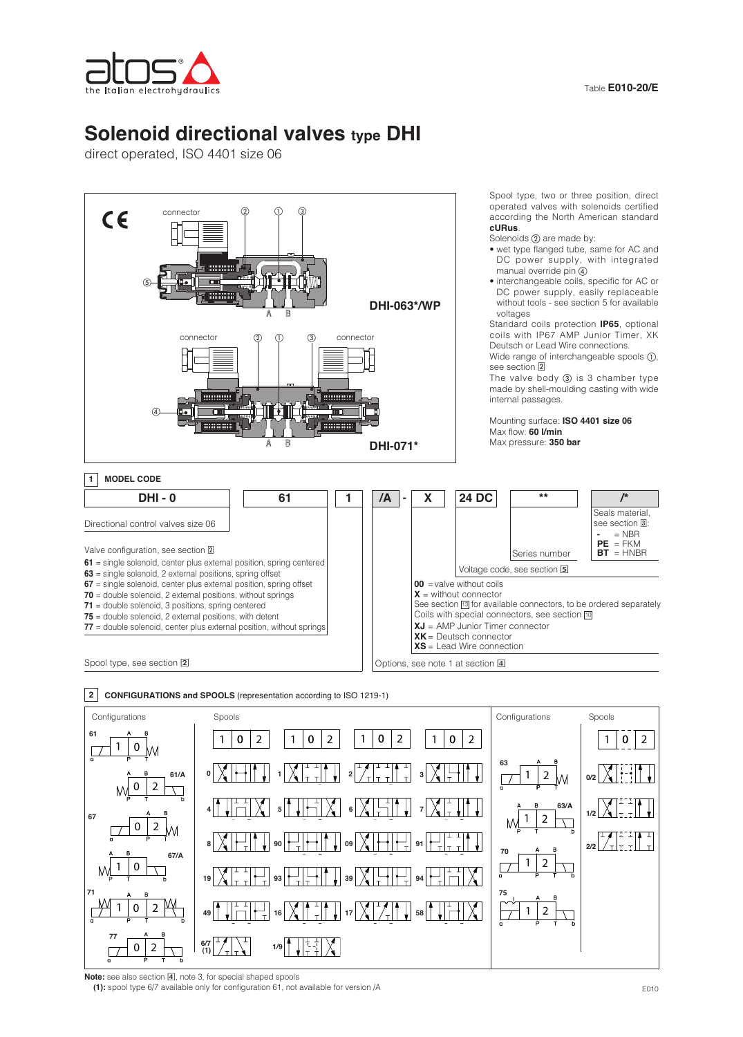Table **E010-20/E**

# Solenoid directional valves type DHI

direct operated, ISO 4401 size 06

connector ② ① ③

**DHI-063\*/WP**

connector ② ① ③ connector

**DHI-071\***

Spool type, two or three position, direct operated valves with solenoids certified according the North American standard **cURus**.

Solenoids ② are made by:
- wet type flanged tube, same for AC and DC power supply, with integrated manual override pin ④
- interchangeable coils, specific for AC or DC power supply, easily replaceable without tools - see section 5 for available voltages

Standard coils protection **IP65**, optional coils with IP67 AMP Junior Timer, XK Deutsch or Lead Wire connections.

Wide range of interchangeable spools ①, see section 2

The valve body ③ is 3 chamber type made by shell-moulding casting with wide internal passages.

Mounting surface: **ISO 4401 size 06**
Max flow: **60 l/min**
Max pressure: **350 bar**

## 1 MODEL CODE

| DHI - 0 | 61 | 1 | /A | - | X | 24 DC | ** | /* |
|---|---|---|---|---|---|---|---|---|

**DHI - 0** = Directional control valves size 06

Valve configuration, see section 2
- **61** = single solenoid, center plus external position, spring centered
- **63** = single solenoid, 2 external positions, spring offset
- **67** = single solenoid, center plus external position, spring offset
- **70** = double solenoid, 2 external positions, without springs
- **71** = double solenoid, 3 positions, spring centered
- **75** = double solenoid, 2 external positions, with detent
- **77** = double solenoid, center plus external position, without springs

Spool type, see section 2

Options, see note 1 at section 4

- **00** = valve without coils
- **X** = without connector

See section 13 for available connectors, to be ordered separately

Coils with special connectors, see section 10
- **XJ** = AMP Junior Timer connector
- **XK** = Deutsch connector
- **XS** = Lead Wire connection

Voltage code, see section 5

Series number

Seals material, see section 3:
- **-** = NBR
- **PE** = FKM
- **BT** = HNBR

## 2 CONFIGURATIONS and SPOOLS (representation according to ISO 1219-1)

Configurations: 61, 61/A, 67, 67/A, 71, 77, 63, 63/A, 70, 75

Spools: 0, 1, 2, 3, 4, 5, 6, 7, 8, 90, 09, 91, 19, 93, 39, 94, 49, 16, 17, 58, 6/7 (1), 1/9, 0/2, 1/2, 2/2

**Note:** see also section 4, note 3, for special shaped spools

**(1):** spool type 6/7 available only for configuration 61, not available for version /A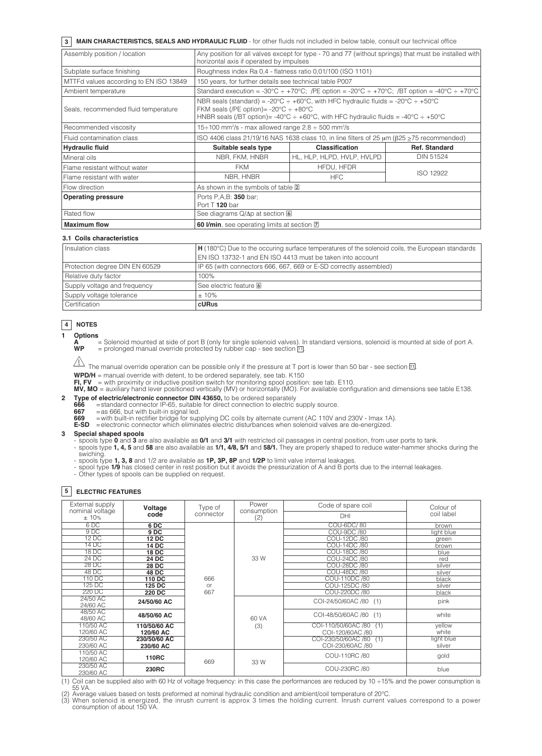## 3 MAIN CHARACTERISTICS, SEALS AND HYDRAULIC FLUID - for other fluids not included in below table, consult our technical office

| Assembly position / location | Any position for all valves except for type - 70 and 77 (without springs) that must be installed with horizontal axis if operated by impulses | | |
|---|---|---|---|
| Subplate surface finishing | Roughness index Ra 0,4 - flatness ratio 0,01/100 (ISO 1101) | | |
| MTTFd values according to EN ISO 13849 | 150 years, for further details see technical table P007 | | |
| Ambient temperature | Standard execution = -30°C ÷ +70°C; /PE option = -20°C ÷ +70°C; /BT option = -40°C ÷ +70°C | | |
| Seals, recommended fluid temperature | NBR seals (standard) = -20°C ÷ +60°C, with HFC hydraulic fluids = -20°C ÷ +50°C<br>FKM seals (/PE option)= -20°C ÷ +80°C<br>HNBR seals (/BT option)= -40°C ÷ +60°C, with HFC hydraulic fluids = -40°C ÷ +50°C | | |
| Recommended viscosity | 15÷100 $mm^2/s$ - max allowed range 2.8 ÷ 500 $mm^2/s$ | | |
| Fluid contamination class | ISO 4406 class 21/19/16 NAS 1638 class 10, in line filters of 25 μm (β25 ≥75 recommended) | | |
| **Hydraulic fluid** | **Suitable seals type** | **Classification** | **Ref. Standard** |
| Mineral oils | NBR, FKM, HNBR | HL, HLP, HLPD, HVLP, HVLPD | DIN 51524 |
| Flame resistant without water | FKM | HFDU, HFDR | ISO 12922 |
| Flame resistant with water | NBR, HNBR | HFC | |
| Flow direction | As shown in the symbols of table 2 | | |
| **Operating pressure** | Ports P,A,B: **350** bar;<br>Port T **120** bar | | |
| Rated flow | See diagrams Q/Δp at section 6 | | |
| **Maximum flow** | **60 l/min**, see operating limits at section 7 | | |

### 3.1 Coils characteristics

| Insulation class | **H** (180°C) Due to the occuring surface temperatures of the solenoid coils, the European standards EN ISO 13732-1 and EN ISO 4413 must be taken into account |
|---|---|
| Protection degree DIN EN 60529 | IP 65 (with connectors 666, 667, 669 or E-SD correctly assembled) |
| Relative duty factor | 100% |
| Supply voltage and frequency | See electric feature 6 |
| Supply voltage tolerance | ± 10% |
| Certification | **cURus** |

## 4 NOTES

**1 Options**

**A** = Solenoid mounted at side of port B (only for single solenoid valves). In standard versions, solenoid is mounted at side of port A.
**WP** = prolonged manual override protected by rubber cap - see section 11.

⚠ The manual override operation can be possible only if the pressure at T port is lower than 50 bar - see section 11.

**WPD/H** = manual override with detent, to be ordered separately, see tab. K150
**FI, FV** = with proximity or inductive position switch for monitoring spool position: see tab. E110.
**MV, MO** = auxiliary hand lever positioned vertically (MV) or horizontally (MO). For available configuration and dimensions see table E138.

**2 Type of electric/electronic connector DIN 43650,** to be ordered separately
**666** = standard connector IP-65, suitable for direct connection to electric supply source.
**667** = as 666, but with built-in signal led.
**669** = with built-in rectifier bridge for supplying DC coils by alternate current (AC 110V and 230V - Imax 1A).
**E-SD** = electronic connector which eliminates electric disturbances when solenoid valves are de-energized.

**3 Special shaped spools**
- spools type **0** and **3** are also available as **0/1** and **3/1** with restricted oil passages in central position, from user ports to tank.
- spools type **1, 4, 5** and **58** are also available as **1/1, 4/8, 5/1** and **58/1.** They are properly shaped to reduce water-hammer shocks during the swiching.
- spools type **1, 3, 8** and 1/2 are available as **1P, 3P, 8P** and **1/2P** to limit valve internal leakages.
- spool type **1/9** has closed center in rest position but it avoids the pressurization of A and B ports due to the internal leakages.
- Other types of spools can be supplied on request.

## 5 ELECTRIC FEATURES

| External supply nominal voltage ± 10% | Voltage code | Type of connector | Power consumption (2) | Code of spare coil DHI | Colour of coil label |
|---|---|---|---|---|---|
| 6 DC | **6 DC** | 666 or 667 | 33 W | COU-6DC/ 80 | brown |
| 9 DC | **9 DC** | | | COU-9DC /80 | light blue |
| 12 DC | **12 DC** | | | COU-12DC /80 | green |
| 14 DC | **14 DC** | | | COU-14DC /80 | brown |
| 18 DC | **18 DC** | | | COU-18DC /80 | blue |
| 24 DC | **24 DC** | | | COU-24DC /80 | red |
| 28 DC | **28 DC** | | | COU-28DC /80 | silver |
| 48 DC | **48 DC** | | | COU-48DC /80 | silver |
| 110 DC | **110 DC** | | | COU-110DC /80 | black |
| 125 DC | **125 DC** | | | COU-125DC /80 | silver |
| 220 DC | **220 DC** | | | COU-220DC /80 | black |
| 24/50 AC<br>24/60 AC | **24/50/60 AC** | | 60 VA (3) | COI-24/50/60AC /80 (1) | pink |
| 48/50 AC<br>48/60 AC | **48/50/60 AC** | | | COI-48/50/60AC /80 (1) | white |
| 110/50 AC<br>120/60 AC | **110/50/60 AC**<br>**120/60 AC** | | | COI-110/50/60AC /80 (1)<br>COI-120/60AC /80 | yellow<br>white |
| 230/50 AC<br>230/60 AC | **230/50/60 AC**<br>**230/60 AC** | | | COI-230/50/60AC /80 (1)<br>COI-230/60AC /80 | light blue<br>silver |
| 110/50 AC<br>120/60 AC | **110RC** | 669 | 33 W | COU-110RC /80 | gold |
| 230/50 AC<br>230/60 AC | **230RC** | | | COU-230RC /80 | blue |

(1) Coil can be supplied also with 60 Hz of voltage frequency: in this case the performances are reduced by 10 ÷15% and the power consumption is 55 VA.
(2) Average values based on tests preformed at nominal hydraulic condition and ambient/coil temperature of 20°C.
(3) When solenoid is energized, the inrush current is approx 3 times the holding current. Inrush current values correspond to a power consumption of about 150 VA.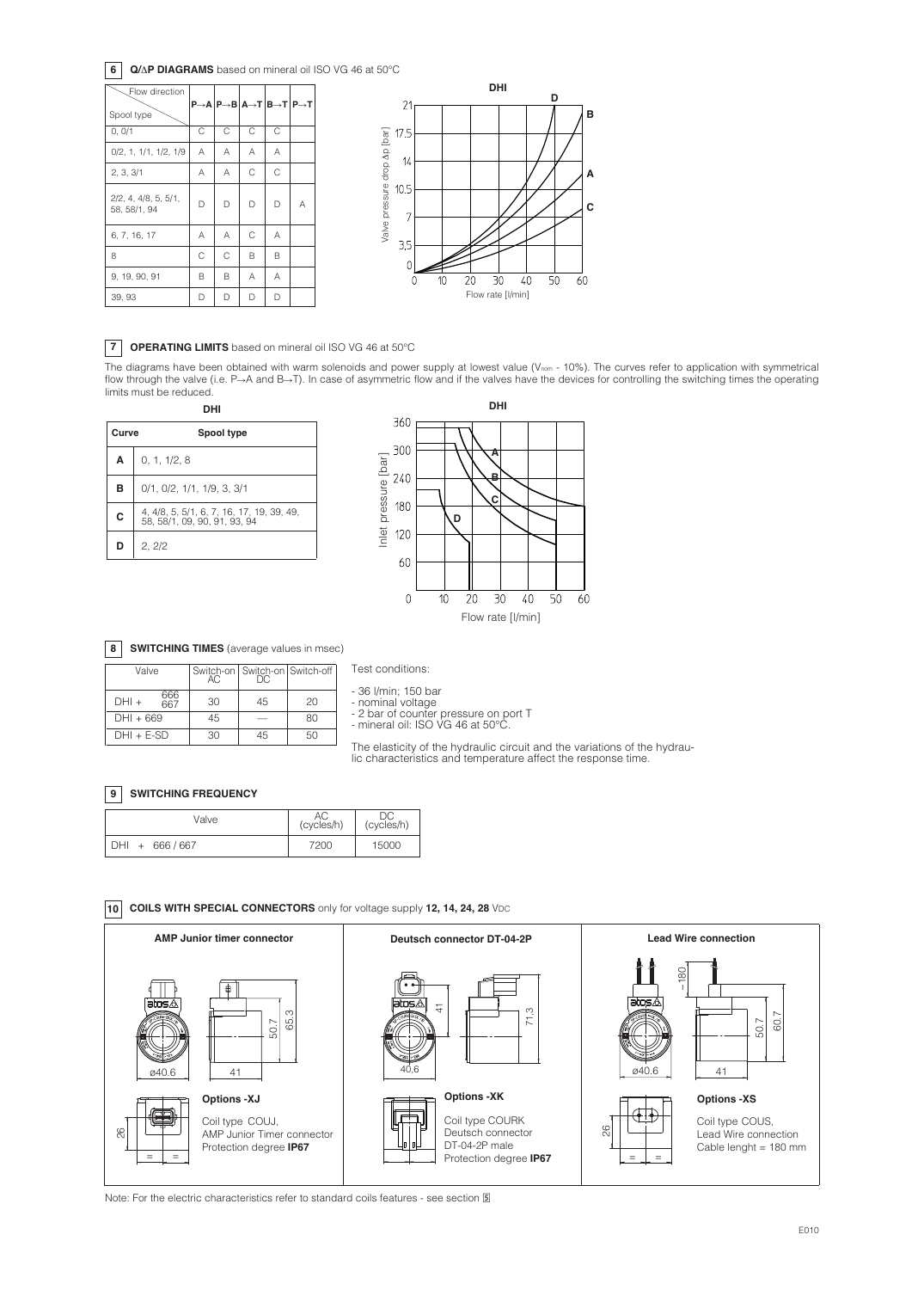## 6 Q/ΔP DIAGRAMS based on mineral oil ISO VG 46 at 50°C

| Spool type \ Flow direction | P→A | P→B | A→T | B→T | P→T |
|---|---|---|---|---|---|
| 0, 0/1 | C | C | C | C | |
| 0/2, 1, 1/1, 1/2, 1/9 | A | A | A | A | |
| 2, 3, 3/1 | A | A | C | C | |
| 2/2, 4, 4/8, 5, 5/1, 58, 58/1, 94 | D | D | D | D | A |
| 6, 7, 16, 17 | A | A | C | A | |
| 8 | C | C | B | B | |
| 9, 19, 90, 91 | B | B | A | A | |
| 39, 93 | D | D | D | D | |

DHI

Valve pressure drop Δp [bar]

Flow rate [l/min]

## 7 OPERATING LIMITS based on mineral oil ISO VG 46 at 50°C

The diagrams have been obtained with warm solenoids and power supply at lowest value ($V_{nom}$ - 10%). The curves refer to application with symmetrical flow through the valve (i.e. P→A and B→T). In case of asymmetric flow and if the valves have the devices for controlling the switching times the operating limits must be reduced.

**DHI**

| Curve | Spool type |
|---|---|
| **A** | 0, 1, 1/2, 8 |
| **B** | 0/1, 0/2, 1/1, 1/9, 3, 3/1 |
| **C** | 4, 4/8, 5, 5/1, 6, 7, 16, 17, 19, 39, 49, 58, 58/1, 09, 90, 91, 93, 94 |
| **D** | 2, 2/2 |

DHI

Inlet pressure [bar]

Flow rate [l/min]

## 8 SWITCHING TIMES (average values in msec)

| Valve | Switch-on AC | Switch-on DC | Switch-off |
|---|---|---|---|
| DHI + 666 667 | 30 | 45 | 20 |
| DHI + 669 | 45 | — | 80 |
| DHI + E-SD | 30 | 45 | 50 |

Test conditions:

- 36 l/min; 150 bar
- nominal voltage
- 2 bar of counter pressure on port T
- mineral oil: ISO VG 46 at 50°C.

The elasticity of the hydraulic circuit and the variations of the hydraulic characteristics and temperature affect the response time.

## 9 SWITCHING FREQUENCY

| Valve | AC (cycles/h) | DC (cycles/h) |
|---|---|---|
| DHI + 666 / 667 | 7200 | 15000 |

## 10 COILS WITH SPECIAL CONNECTORS only for voltage supply 12, 14, 24, 28 VDC

**AMP Junior timer connector**

**Options -XJ**

Coil type COUJ,
AMP Junior Timer connector
Protection degree **IP67**

**Deutsch connector DT-04-2P**

**Options -XK**

Coil type COURK
Deutsch connector
DT-04-2P male
Protection degree **IP67**

**Lead Wire connection**

**Options -XS**

Coil type COUS,
Lead Wire connection
Cable lenght = 180 mm

Note: For the electric characteristics refer to standard coils features - see section 5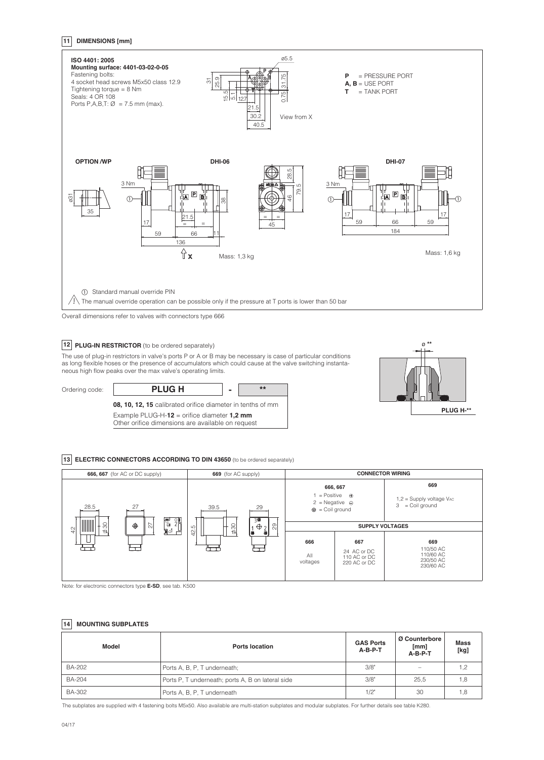## 11 DIMENSIONS [mm]

**ISO 4401: 2005**
**Mounting surface: 4401-03-02-0-05**
Fastening bolts:
4 socket head screws M5x50 class 12.9
Tightening torque = 8 Nm
Seals: 4 OR 108
Ports P,A,B,T: Ø = 7.5 mm (max).

ø5.5
31
25.9
15.5
5.1
12.7
21.5
30.2
40.5
31.75
0.75
View from X

**P** = PRESSURE PORT
**A, B** = USE PORT
**T** = TANK PORT

**OPTION /WP**
ø31
35

**DHI-06**
3 Nm
①
17
59
21.5
66
11
136
38
28.5
79.5
46
45
X
Mass: 1,3 kg

**DHI-07**
3 Nm
①
17
59
66
59
17
184
Mass: 1,6 kg

① Standard manual override PIN

⚠ The manual override operation can be possible only if the pressure at T ports is lower than 50 bar

Overall dimensions refer to valves with connectors type 666

## 12 PLUG-IN RESTRICTOR (to be ordered separately)

The use of plug-in restrictors in valve's ports P or A or B may be necessary is case of particular conditions as long flexible hoses or the presence of accumulators which could cause at the valve switching instantaneous high flow peaks over the max valve's operating limits.

Ordering code: **PLUG H** - **\*\***

**08, 10, 12, 15** calibrated orifice diameter in tenths of mm

Example PLUG-H-**12** = orifice diameter **1,2 mm**
Other orifice dimensions are available on request

ø \*\*
**PLUG H-\*\***

## 13 ELECTRIC CONNECTORS ACCORDING TO DIN 43650 (to be ordered separately)

**666, 667** (for AC or DC supply): 28.5, 27, 42, ø30, 27

**669** (for AC supply): 39.5, 29, 42.5, ø30, 29

**CONNECTOR WIRING**

**666, 667**
1 = Positive ⊕
2 = Negative ⊖
⊕ = Coil ground

**669**
1,2 = Supply voltage $V_{AC}$
3 = Coil ground

**SUPPLY VOLTAGES**

| 666 | 667 | 669 |
|---|---|---|
| All voltages | 24 AC or DC<br>110 AC or DC<br>220 AC or DC | 110/50 AC<br>110/60 AC<br>230/50 AC<br>230/60 AC |

Note: for electronic connectors type **E-SD**, see tab. K500

## 14 MOUNTING SUBPLATES

| Model | Ports location | GAS Ports A-B-P-T | Ø Counterbore [mm] A-B-P-T | Mass [kg] |
|---|---|---|---|---|
| BA-202 | Ports A, B, P, T underneath; | 3/8" | – | 1,2 |
| BA-204 | Ports P, T underneath; ports A, B on lateral side | 3/8" | 25,5 | 1,8 |
| BA-302 | Ports A, B, P, T underneath | 1/2" | 30 | 1,8 |

The subplates are supplied with 4 fastening bolts M5x50. Also available are multi-station subplates and modular subplates. For further details see table K280.

04/17